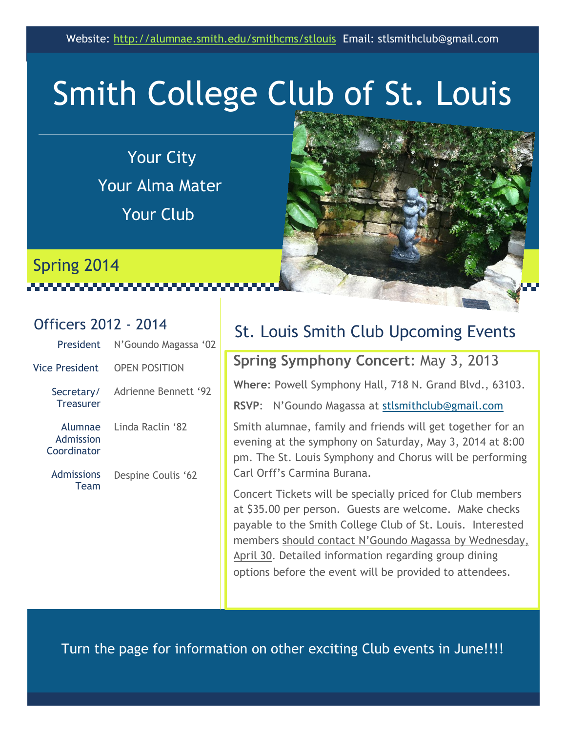Website: http://alumnae.smith.edu/smithcms/stlouis Email: stlsmithclub@gmail.com

# Smith College Club of St. Louis

Your City

Your Alma Mater

Your Club

## Spring 2014

### Officers 2012 - 2014

| | |
|---|---|
| President | N'Goundo Magassa '02 |
| Vice President | OPEN POSITION |
| Secretary/ Treasurer | Adrienne Bennett '92 |
| Alumnae Admission Coordinator | Linda Raclin '82 |
| Admissions Team | Despine Coulis '62 |

## St. Louis Smith Club Upcoming Events

### **Spring Symphony Concert**: May 3, 2013

**Where**: Powell Symphony Hall, 718 N. Grand Blvd., 63103.

**RSVP**: N'Goundo Magassa at stlsmithclub@gmail.com

Smith alumnae, family and friends will get together for an evening at the symphony on Saturday, May 3, 2014 at 8:00 pm. The St. Louis Symphony and Chorus will be performing Carl Orff's Carmina Burana.

Concert Tickets will be specially priced for Club members at $35.00 per person. Guests are welcome. Make checks payable to the Smith College Club of St. Louis. Interested members should contact N'Goundo Magassa by Wednesday, April 30. Detailed information regarding group dining options before the event will be provided to attendees.

Turn the page for information on other exciting Club events in June!!!!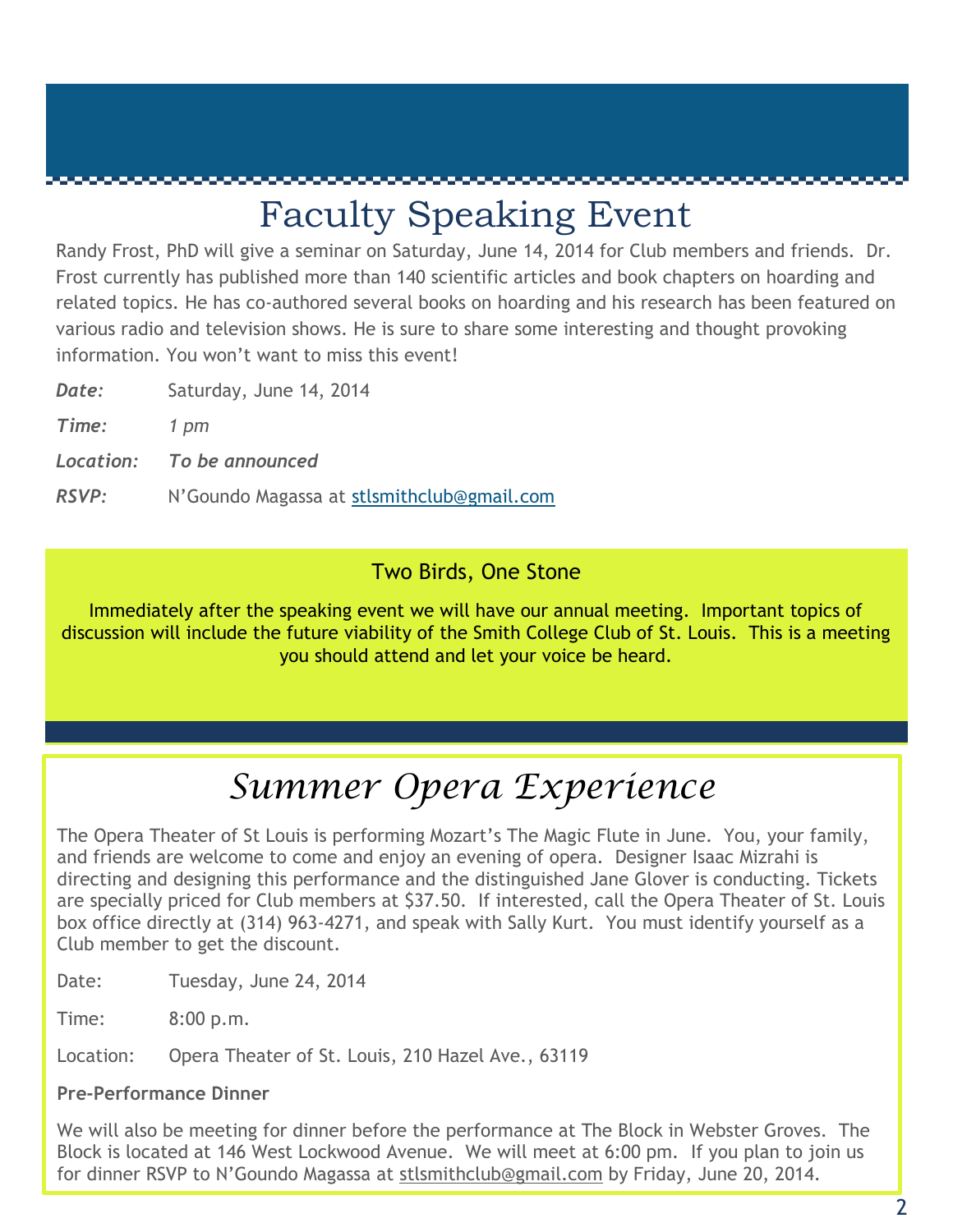# Faculty Speaking Event

Randy Frost, PhD will give a seminar on Saturday, June 14, 2014 for Club members and friends. Dr. Frost currently has published more than 140 scientific articles and book chapters on hoarding and related topics. He has co-authored several books on hoarding and his research has been featured on various radio and television shows. He is sure to share some interesting and thought provoking information. You won't want to miss this event!

***Date:*** Saturday, June 14, 2014

***Time:*** *1 pm*

***Location:*** ***To be announced***

***RSVP:*** N'Goundo Magassa at stlsmithclub@gmail.com

## Two Birds, One Stone

Immediately after the speaking event we will have our annual meeting. Important topics of discussion will include the future viability of the Smith College Club of St. Louis. This is a meeting you should attend and let your voice be heard.

# *Summer Opera Experience*

The Opera Theater of St Louis is performing Mozart's The Magic Flute in June. You, your family, and friends are welcome to come and enjoy an evening of opera. Designer Isaac Mizrahi is directing and designing this performance and the distinguished Jane Glover is conducting. Tickets are specially priced for Club members at $37.50. If interested, call the Opera Theater of St. Louis box office directly at (314) 963-4271, and speak with Sally Kurt. You must identify yourself as a Club member to get the discount.

Date: Tuesday, June 24, 2014

Time: 8:00 p.m.

Location: Opera Theater of St. Louis, 210 Hazel Ave., 63119

**Pre-Performance Dinner**

We will also be meeting for dinner before the performance at The Block in Webster Groves. The Block is located at 146 West Lockwood Avenue. We will meet at 6:00 pm. If you plan to join us for dinner RSVP to N'Goundo Magassa at stlsmithclub@gmail.com by Friday, June 20, 2014.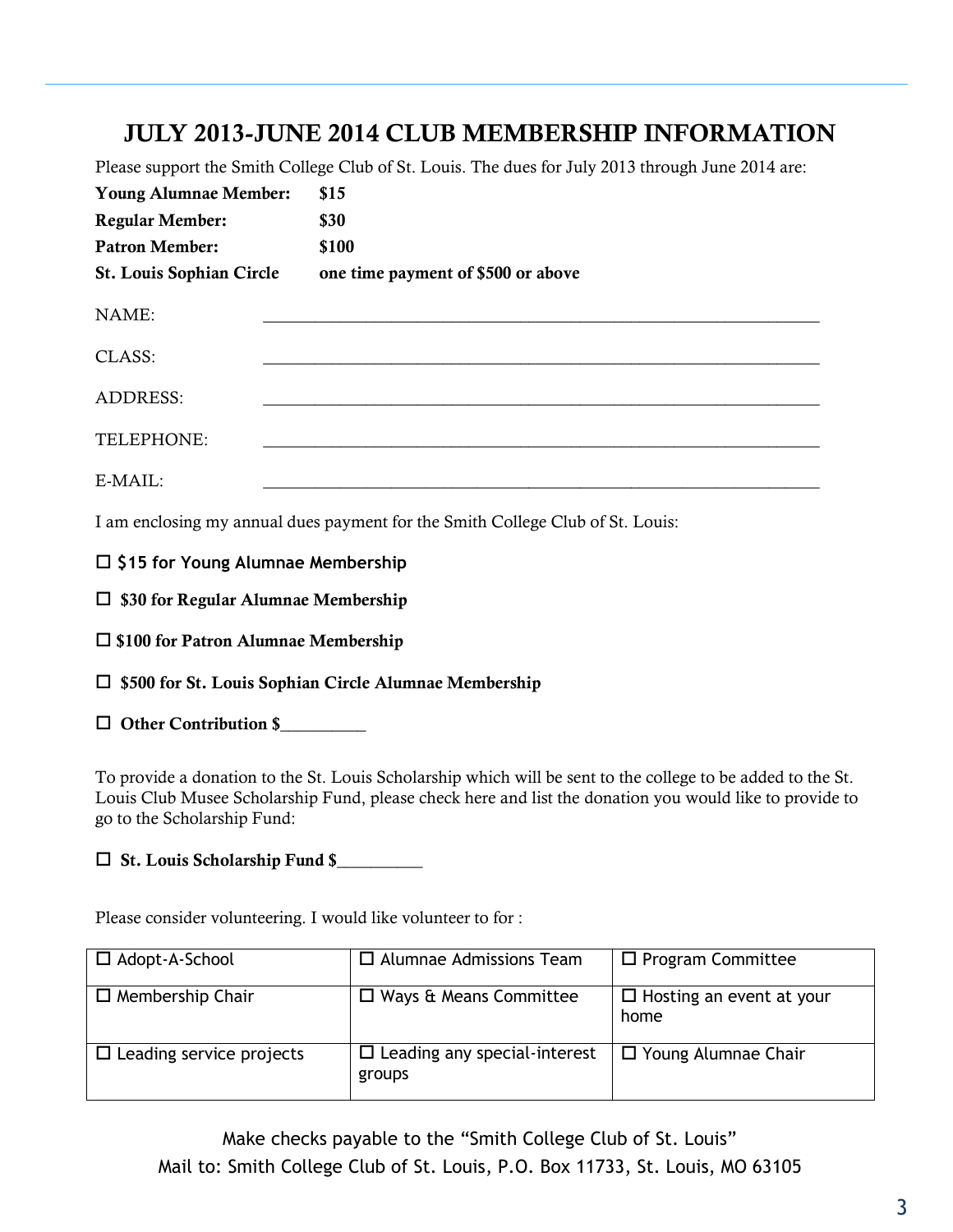# JULY 2013-JUNE 2014 CLUB MEMBERSHIP INFORMATION

Please support the Smith College Club of St. Louis. The dues for July 2013 through June 2014 are:

| | |
|---|---|
| **Young Alumnae Member:** | **$15** |
| **Regular Member:** | **$30** |
| **Patron Member:** | **$100** |
| **St. Louis Sophian Circle** | **one time payment of $500 or above** |

NAME: _______________________________________________

CLASS: _______________________________________________

ADDRESS: _______________________________________________

TELEPHONE: _______________________________________________

E-MAIL: _______________________________________________

I am enclosing my annual dues payment for the Smith College Club of St. Louis:

☐ **$15 for Young Alumnae Membership**

☐ **$30 for Regular Alumnae Membership**

☐ **$100 for Patron Alumnae Membership**

☐ **$500 for St. Louis Sophian Circle Alumnae Membership**

☐ **Other Contribution $__________**

To provide a donation to the St. Louis Scholarship which will be sent to the college to be added to the St. Louis Club Musee Scholarship Fund, please check here and list the donation you would like to provide to go to the Scholarship Fund:

☐ **St. Louis Scholarship Fund $__________**

Please consider volunteering. I would like volunteer to for :

| | | |
|---|---|---|
| ☐ Adopt-A-School | ☐ Alumnae Admissions Team | ☐ Program Committee |
| ☐ Membership Chair | ☐ Ways & Means Committee | ☐ Hosting an event at your home |
| ☐ Leading service projects | ☐ Leading any special-interest groups | ☐ Young Alumnae Chair |

Make checks payable to the "Smith College Club of St. Louis"
Mail to: Smith College Club of St. Louis, P.O. Box 11733, St. Louis, MO 63105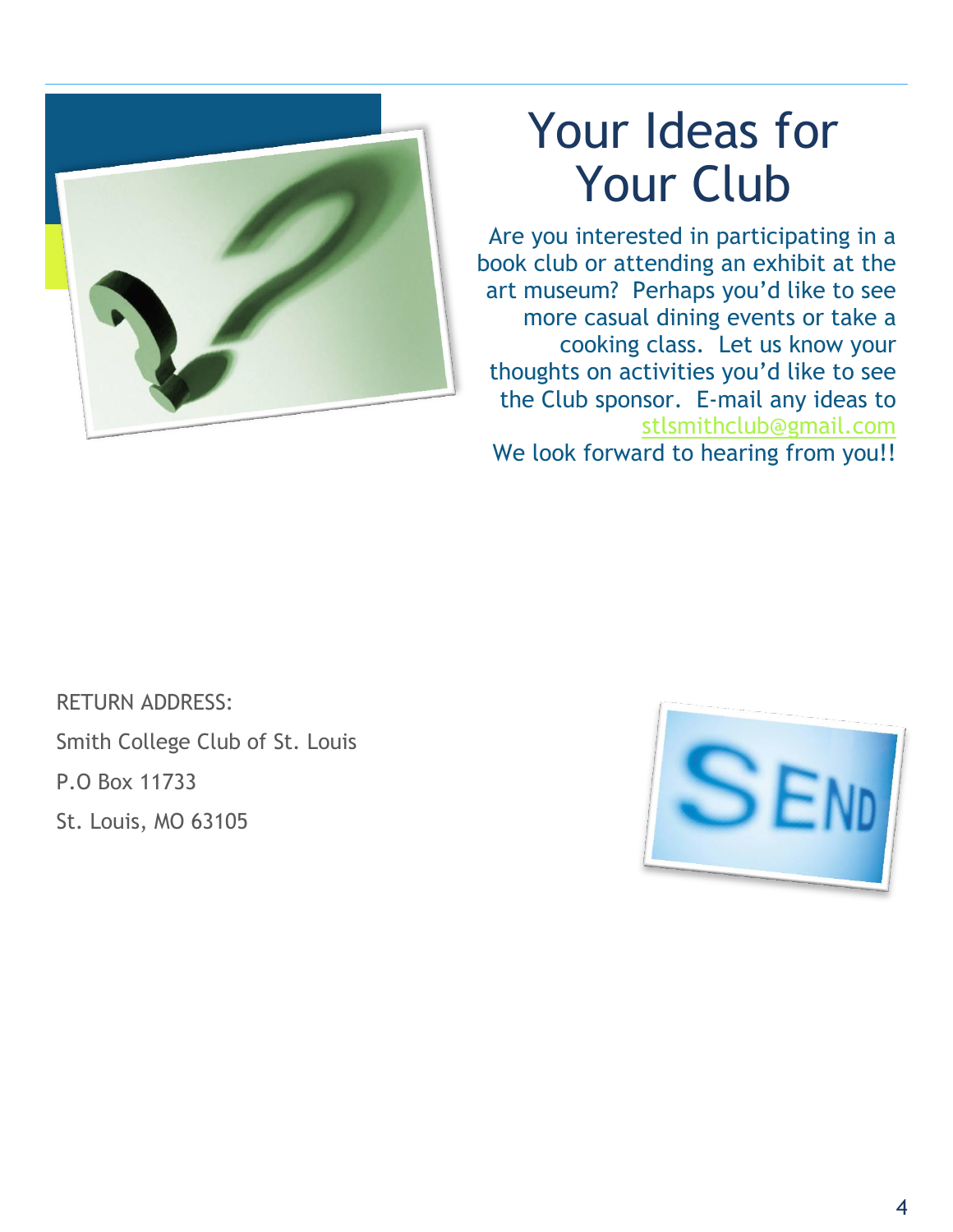# Your Ideas for Your Club

Are you interested in participating in a book club or attending an exhibit at the art museum? Perhaps you'd like to see more casual dining events or take a cooking class. Let us know your thoughts on activities you'd like to see the Club sponsor. E-mail any ideas to stlsmithclub@gmail.com

We look forward to hearing from you!!

RETURN ADDRESS:

Smith College Club of St. Louis

P.O Box 11733

St. Louis, MO 63105